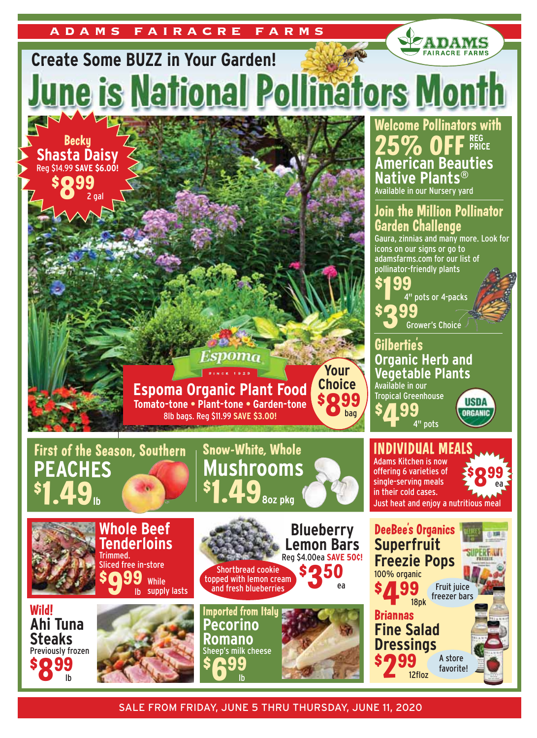ADAMS FAIRACRE FARMS

# Create Some BUZZ in Your Garden!

# June is National Pollinators Month

## Becky Shasta Daisy
Reg $14.99 **SAVE $6.00!**
$8.99 2 gal

## Espoma Organic Plant Food
Tomato-tone • Plant-tone • Garden-tone
8lb bags. Reg $11.99 **SAVE $3.00!**
Your Choice $8.99 bag

## Welcome Pollinators with 25% OFF REG PRICE American Beauties Native Plants®
Available in our Nursery yard

## Join the Million Pollinator Garden Challenge
Gaura, zinnias and many more. Look for icons on our signs or go to adamsfarms.com for our list of pollinator-friendly plants

$1.99 4" pots or 4-packs

$3.99 Grower's Choice

## Gilbertie's Organic Herb and Vegetable Plants
Available in our Tropical Greenhouse
USDA ORGANIC
$4.99 4" pots

## First of the Season, Southern PEACHES
$1.49 lb

## Snow-White, Whole Mushrooms
$1.49 8oz pkg

## INDIVIDUAL MEALS
Adams Kitchen is now offering 6 varieties of single-serving meals in their cold cases. Just heat and enjoy a nutritious meal
$8.99 ea

## Whole Beef Tenderloins
Trimmed. Sliced free in-store
$9.99 lb While supply lasts

## Blueberry Lemon Bars
Reg $4.00ea **SAVE 50¢!**
Shortbread cookie topped with lemon cream and fresh blueberries
$3.50 ea

## DeeBee's Organics Superfruit Freezie Pops
100% organic
$4.99 18pk
Fruit juice freezer bars

## Wild! Ahi Tuna Steaks
Previously frozen
$8.99 lb

## Imported from Italy Pecorino Romano
Sheep's milk cheese
$6.99 lb

## Briannas Fine Salad Dressings
$2.99 12floz
A store favorite!

SALE FROM FRIDAY, JUNE 5 THRU THURSDAY, JUNE 11, 2020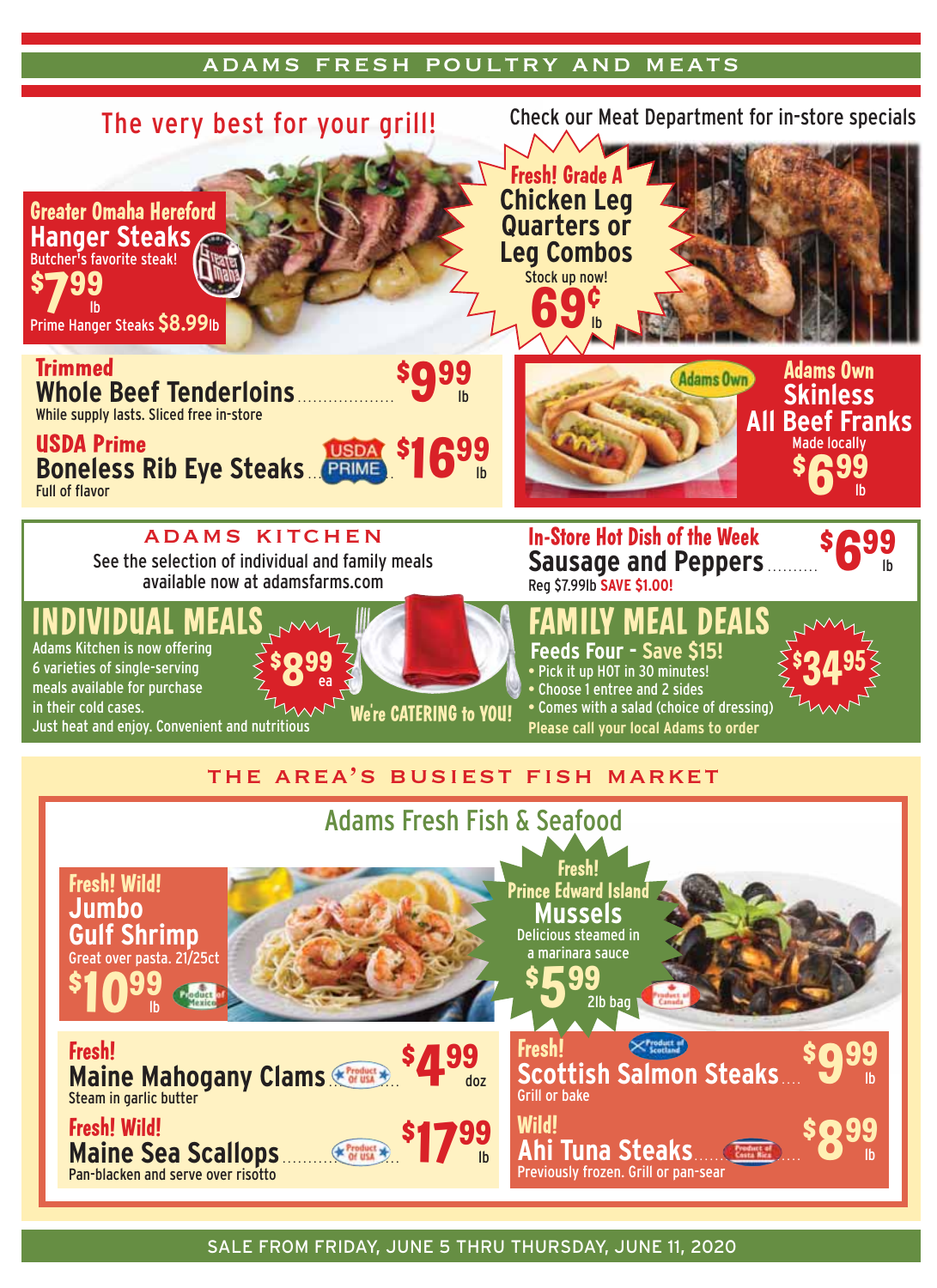# ADAMS FRESH POULTRY AND MEATS

## The very best for your grill!

**Greater Omaha Hereford**
**Hanger Steaks**
Butcher's favorite steak!
$7.99 lb
Prime Hanger Steaks $8.99 lb

Check our Meat Department for in-store specials

**Fresh! Grade A**
**Chicken Leg Quarters or Leg Combos**
Stock up now!
69¢ lb

**Trimmed**
**Whole Beef Tenderloins** ................ $9.99 lb
While supply lasts. Sliced free in-store

**USDA Prime**
**Boneless Rib Eye Steaks** ... USDA PRIME ... $16.99 lb
Full of flavor

**Adams Own**
**Skinless All Beef Franks**
Made locally
$6.99 lb

## ADAMS KITCHEN

See the selection of individual and family meals available now at adamsfarms.com

**In-Store Hot Dish of the Week**
**Sausage and Peppers** .......... $6.99 lb
Reg $7.99lb SAVE $1.00!

### INDIVIDUAL MEALS

Adams Kitchen is now offering 6 varieties of single-serving meals available for purchase in their cold cases.
Just heat and enjoy. Convenient and nutritious

$8.99 ea

We're CATERING to YOU!

### FAMILY MEAL DEALS

**Feeds Four - Save $15!**

- Pick it up HOT in 30 minutes!
- Choose 1 entree and 2 sides
- Comes with a salad (choice of dressing)

Please call your local Adams to order

$34.95

# THE AREA'S BUSIEST FISH MARKET

## Adams Fresh Fish & Seafood

**Fresh! Wild!**
**Jumbo Gulf Shrimp**
Great over pasta. 21/25ct
$10.99 lb
Product of Mexico

**Fresh!**
**Prince Edward Island Mussels**
Delicious steamed in a marinara sauce
$5.99 2lb bag
Product of Canada

**Fresh!**
**Maine Mahogany Clams** ... Product of USA ... $4.99 doz
Steam in garlic butter

**Fresh! Wild!**
**Maine Sea Scallops** ........... Product of USA ... $17.99 lb
Pan-blacken and serve over risotto

**Fresh!**
**Scottish Salmon Steaks** .... Product of Scotland ... $9.99 lb
Grill or bake

**Wild!**
**Ahi Tuna Steaks** ...... Product of Costa Rica .... $8.99 lb
Previously frozen. Grill or pan-sear

SALE FROM FRIDAY, JUNE 5 THRU THURSDAY, JUNE 11, 2020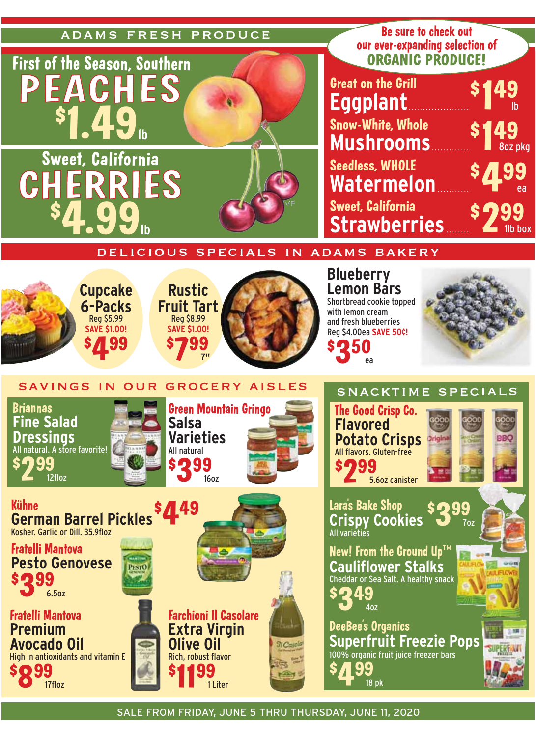## ADAMS FRESH PRODUCE

**First of the Season, Southern**
# PEACHES
**$1.49 lb**

**Sweet, California**
# CHERRIES
**$4.99 lb**

Be sure to check out our ever-expanding selection of **ORGANIC PRODUCE!**

- Great on the Grill **Eggplant** ..... **$1.49 lb**
- Snow-White, Whole **Mushrooms** ..... **$1.49 8oz pkg**
- Seedless, WHOLE **Watermelon** ..... **$4.99 ea**
- Sweet, California **Strawberries** ..... **$2.99 1lb box**

## DELICIOUS SPECIALS IN ADAMS BAKERY

**Cupcake 6-Packs**
Reg $5.99
SAVE $1.00!
**$4.99**

**Rustic Fruit Tart**
Reg $8.99
SAVE $1.00!
**$7.99** 7"

**Blueberry Lemon Bars**
Shortbread cookie topped with lemon cream and fresh blueberries
Reg $4.00ea SAVE 50¢!
**$3.50 ea**

## SAVINGS IN OUR GROCERY AISLES

**Briannas Fine Salad Dressings**
All natural. A store favorite!
**$2.99** 12floz

**Green Mountain Gringo Salsa Varieties**
All natural
**$3.99** 16oz

**Kühne German Barrel Pickles**
Kosher. Garlic or Dill. 35.9floz
**$4.49**

**Fratelli Mantova Pesto Genovese**
**$3.99** 6.5oz

**Fratelli Mantova Premium Avocado Oil**
High in antioxidants and vitamin E
**$8.99** 17floz

**Farchioni Il Casolare Extra Virgin Olive Oil**
Rich, robust flavor
**$11.99** 1 Liter

## SNACKTIME SPECIALS

**The Good Crisp Co. Flavored Potato Crisps**
All flavors. Gluten-free
**$2.99** 5.6oz canister

**Lara's Bake Shop Crispy Cookies**
All varieties
**$3.99** 7oz

**New! From the Ground Up™ Cauliflower Stalks**
Cheddar or Sea Salt. A healthy snack
**$3.49** 4oz

**DeeBee's Organics Superfruit Freezie Pops**
100% organic fruit juice freezer bars
**$4.99** 18 pk

SALE FROM FRIDAY, JUNE 5 THRU THURSDAY, JUNE 11, 2020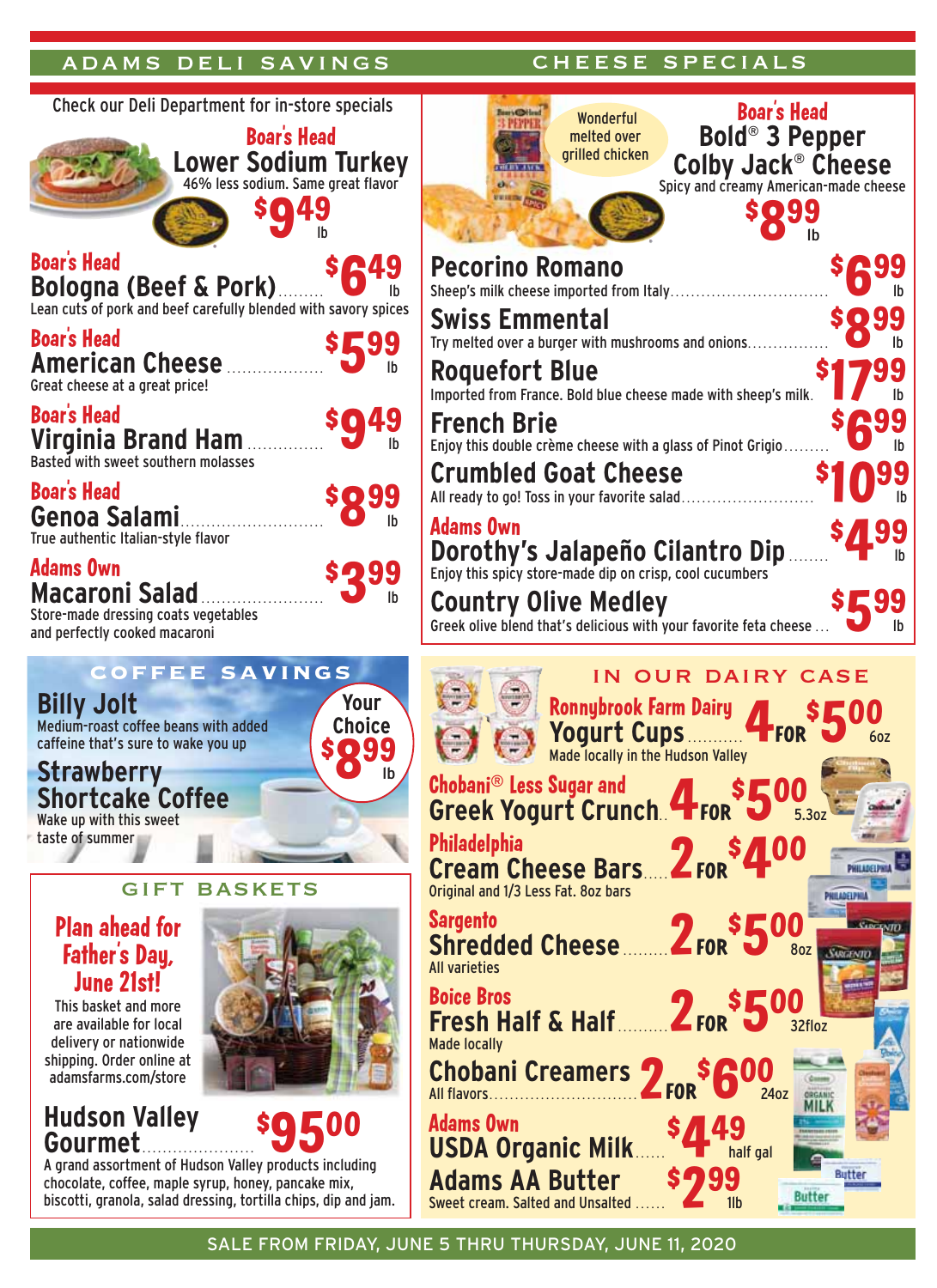## ADAMS DELI SAVINGS

Check our Deli Department for in-store specials

**Boar's Head**
### Lower Sodium Turkey
46% less sodium. Same great flavor
**$9.49 lb**

**Boar's Head**
### Bologna (Beef & Pork) — $6.49 lb
Lean cuts of pork and beef carefully blended with savory spices

**Boar's Head**
### American Cheese — $5.99 lb
Great cheese at a great price!

**Boar's Head**
### Virginia Brand Ham — $9.49 lb
Basted with sweet southern molasses

**Boar's Head**
### Genoa Salami — $8.99 lb
True authentic Italian-style flavor

**Adams Own**
### Macaroni Salad — $3.99 lb
Store-made dressing coats vegetables and perfectly cooked macaroni

## CHEESE SPECIALS

Wonderful melted over grilled chicken

**Boar's Head**
### Bold® 3 Pepper Colby Jack® Cheese
Spicy and creamy American-made cheese
**$8.99 lb**

### Pecorino Romano — $6.99 lb
Sheep's milk cheese imported from Italy

### Swiss Emmental — $8.99 lb
Try melted over a burger with mushrooms and onions

### Roquefort Blue — $17.99 lb
Imported from France. Bold blue cheese made with sheep's milk.

### French Brie — $6.99 lb
Enjoy this double crème cheese with a glass of Pinot Grigio

### Crumbled Goat Cheese — $10.99 lb
All ready to go! Toss in your favorite salad

**Adams Own**
### Dorothy's Jalapeño Cilantro Dip — $4.99 lb
Enjoy this spicy store-made dip on crisp, cool cucumbers

### Country Olive Medley — $5.99 lb
Greek olive blend that's delicious with your favorite feta cheese

## COFFEE SAVINGS

### Billy Jolt
Medium-roast coffee beans with added caffeine that's sure to wake you up

### Strawberry Shortcake Coffee
Wake up with this sweet taste of summer

**Your Choice $8.99 lb**

## GIFT BASKETS

**Plan ahead for Father's Day, June 21st!**

This basket and more are available for local delivery or nationwide shipping. Order online at adamsfarms.com/store

### Hudson Valley Gourmet — $95.00
A grand assortment of Hudson Valley products including chocolate, coffee, maple syrup, honey, pancake mix, biscotti, granola, salad dressing, tortilla chips, dip and jam.

## IN OUR DAIRY CASE

**Ronnybrook Farm Dairy**
### Yogurt Cups — 4 FOR $5.00 (6oz)
Made locally in the Hudson Valley

**Chobani® Less Sugar and**
### Greek Yogurt Crunch — 4 FOR $5.00 (5.3oz)

**Philadelphia**
### Cream Cheese Bars — 2 FOR $4.00
Original and 1/3 Less Fat. 8oz bars

**Sargento**
### Shredded Cheese — 2 FOR $5.00 (8oz)
All varieties

**Boice Bros**
### Fresh Half & Half — 2 FOR $5.00 (32floz)
Made locally

### Chobani Creamers — 2 FOR $6.00 (24oz)
All flavors

**Adams Own**
### USDA Organic Milk — $4.49 half gal

### Adams AA Butter — $2.99 1lb
Sweet cream. Salted and Unsalted

SALE FROM FRIDAY, JUNE 5 THRU THURSDAY, JUNE 11, 2020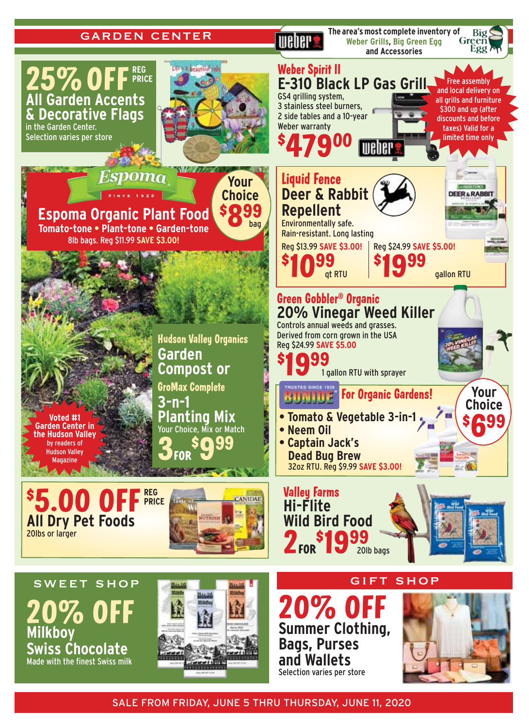# GARDEN CENTER

The area's most complete inventory of Weber Grills, Big Green Egg and Accessories

## 25% OFF REG PRICE

**All Garden Accents & Decorative Flags**

in the Garden Center. Selection varies per store

## Weber Spirit II E-310 Black LP Gas Grill

GS4 grilling system, 3 stainless steel burners, 2 side tables and a 10-year Weber warranty

**$479.00**

Free assembly and local delivery on all grills and furniture $300 and up (after discounts and before taxes) Valid for a limited time only

## Espoma Organic Plant Food

Espoma Since 1929

Tomato-tone • Plant-tone • Garden-tone

8lb bags. Reg $11.99 SAVE $3.00!

Your Choice **$8.99** bag

## Liquid Fence Deer & Rabbit Repellent

Environmentally safe. Rain-resistant. Long lasting

Reg $13.99 SAVE $3.00! **$10.99** qt RTU

Reg $24.99 SAVE $5.00! **$19.99** gallon RTU

## Green Gobbler® Organic 20% Vinegar Weed Killer

Controls annual weeds and grasses. Derived from corn grown in the USA

Reg $24.99 SAVE $5.00

**$19.99** 1 gallon RTU with sprayer

## Hudson Valley Organics Garden Compost or GroMax Complete 3-n-1 Planting Mix

Your Choice, Mix or Match

**3 FOR $9.99**

Voted #1 Garden Center in the Hudson Valley by readers of Hudson Valley Magazine

## Bonide — For Organic Gardens!

Trusted since 1926

- Tomato & Vegetable 3-in-1
- Neem Oil
- Captain Jack's Dead Bug Brew

32oz RTU. Reg $9.99 SAVE $3.00!

Your Choice **$6.99**

## $5.00 OFF REG PRICE

**All Dry Pet Foods**

20lbs or larger

## Valley Farms Hi-Flite Wild Bird Food

**2 FOR $19.99** 20lb bags

# SWEET SHOP

## 20% OFF

**Milkboy Swiss Chocolate**

Made with the finest Swiss milk

# GIFT SHOP

## 20% OFF

**Summer Clothing, Bags, Purses and Wallets**

Selection varies per store

SALE FROM FRIDAY, JUNE 5 THRU THURSDAY, JUNE 11, 2020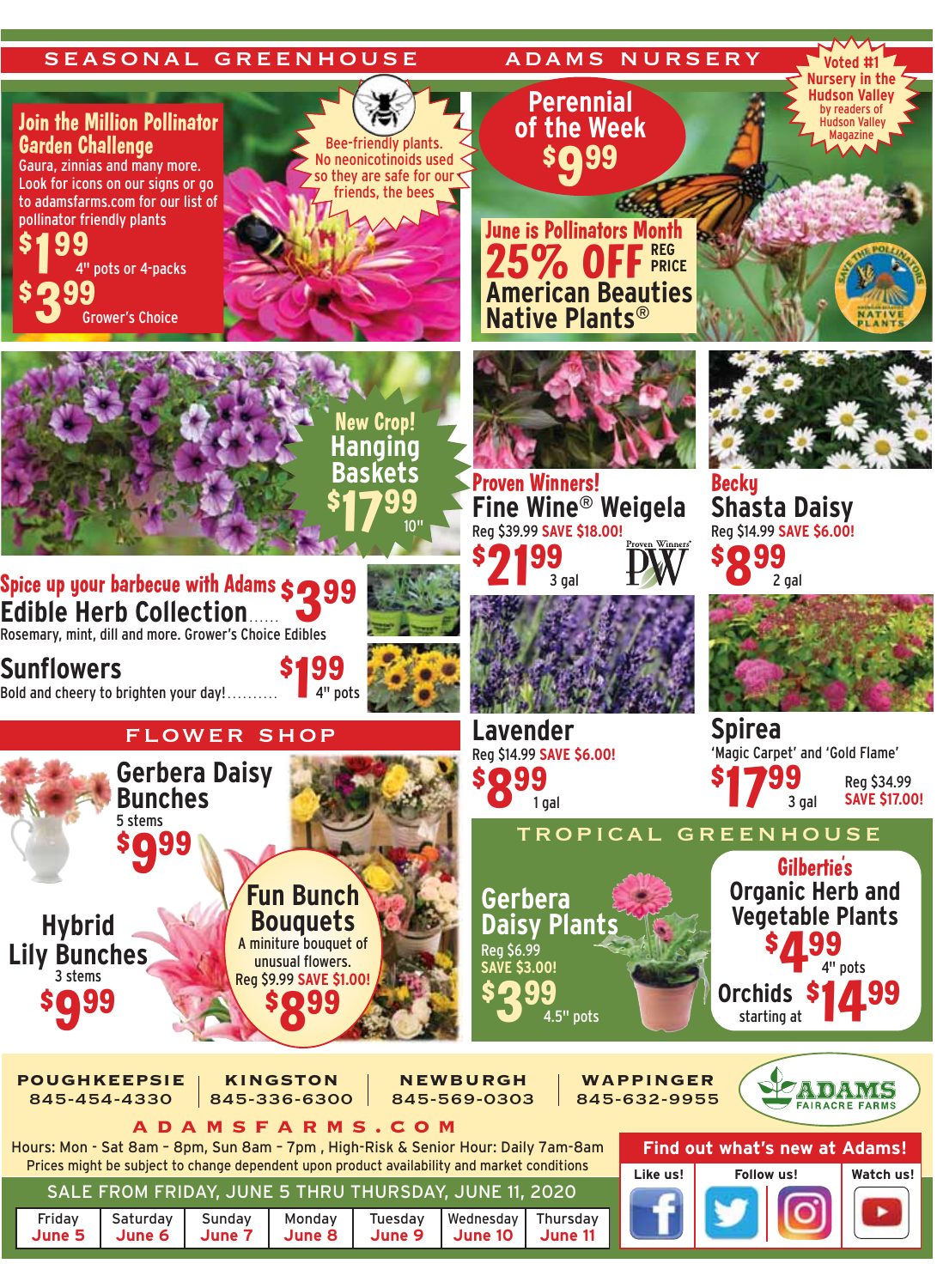## SEASONAL GREENHOUSE — ADAMS NURSERY

Voted #1 Nursery in the Hudson Valley by readers of Hudson Valley Magazine

### Join the Million Pollinator Garden Challenge

Gaura, zinnias and many more. Look for icons on our signs or go to adamsfarms.com for our list of pollinator friendly plants

**$1.99** 4" pots or 4-packs

**$3.99** Grower's Choice

Bee-friendly plants. No neonicotinoids used so they are safe for our friends, the bees

### Perennial of the Week

**$9.99**

June is Pollinators Month

**25% OFF** REG PRICE

American Beauties Native Plants®

Save the Pollinators — Native Plants

### New Crop! Hanging Baskets

**$17.99** 10"

### Proven Winners! Fine Wine® Weigela

Reg $39.99 SAVE $18.00!

**$21.99** 3 gal

### Becky Shasta Daisy

Reg $14.99 SAVE $6.00!

**$8.99** 2 gal

### Spice up your barbecue with Adams Edible Herb Collection

**$3.99**

Rosemary, mint, dill and more. Grower's Choice Edibles

### Sunflowers

Bold and cheery to brighten your day! .......... **$1.99** 4" pots

### Lavender

Reg $14.99 SAVE $6.00!

**$8.99** 1 gal

### Spirea

'Magic Carpet' and 'Gold Flame'

**$17.99** 3 gal

Reg $34.99 SAVE $17.00!

## FLOWER SHOP

### Gerbera Daisy Bunches

5 stems

**$9.99**

### Hybrid Lily Bunches

3 stems

**$9.99**

### Fun Bunch Bouquets

A miniture bouquet of unusual flowers.

Reg $9.99 SAVE $1.00!

**$8.99**

## TROPICAL GREENHOUSE

### Gerbera Daisy Plants

Reg $6.99

SAVE $3.00!

**$3.99** 4.5" pots

### Gilbertie's Organic Herb and Vegetable Plants

**$4.99** 4" pots

### Orchids

starting at **$14.99**

---

| POUGHKEEPSIE | KINGSTON | NEWBURGH | WAPPINGER |
|---|---|---|---|
| 845-454-4330 | 845-336-6300 | 845-569-0303 | 845-632-9955 |

ADAMS FAIRACRE FARMS

ADAMSFARMS.COM

Hours: Mon - Sat 8am - 8pm, Sun 8am - 7pm , High-Risk & Senior Hour: Daily 7am-8am

Prices might be subject to change dependent upon product availability and market conditions

SALE FROM FRIDAY, JUNE 5 THRU THURSDAY, JUNE 11, 2020

| Friday | Saturday | Sunday | Monday | Tuesday | Wednesday | Thursday |
|---|---|---|---|---|---|---|
| June 5 | June 6 | June 7 | June 8 | June 9 | June 10 | June 11 |

Find out what's new at Adams!

Like us! Follow us! Watch us!